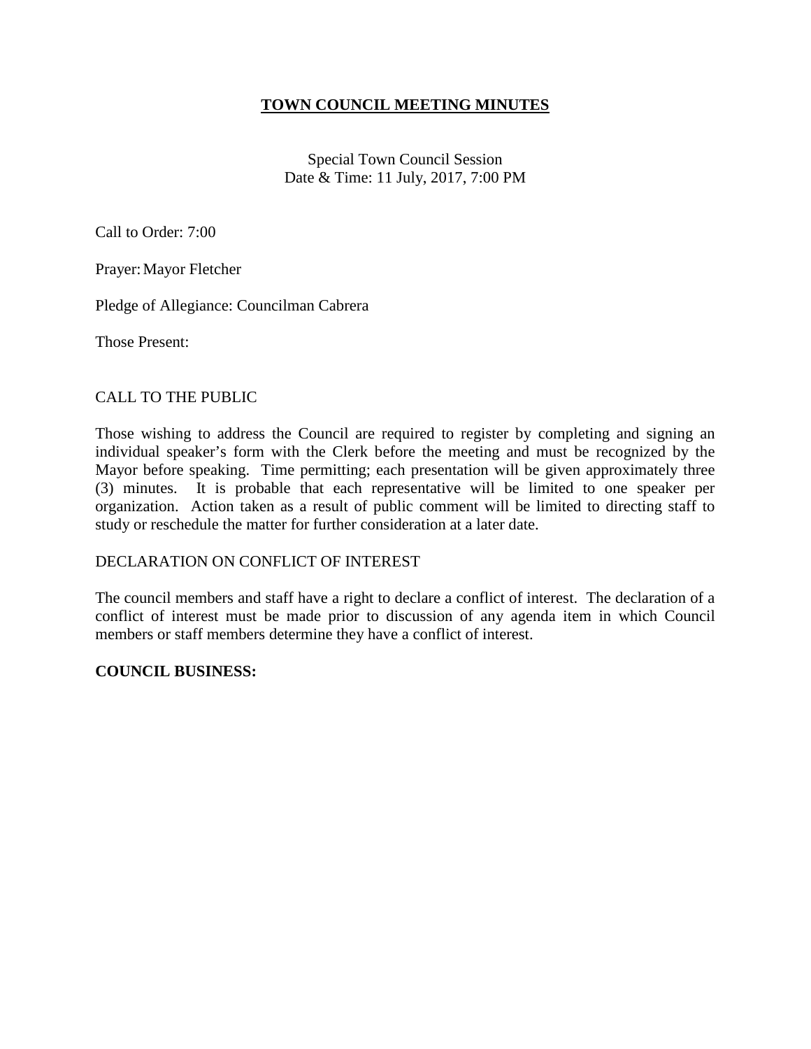# TOWN COUNCIL MEETING MINUTES

Special Town Council Session
Date & Time: 11 July, 2017, 7:00 PM

Call to Order: 7:00

Prayer: Mayor Fletcher

Pledge of Allegiance: Councilman Cabrera

Those Present:

CALL TO THE PUBLIC

Those wishing to address the Council are required to register by completing and signing an individual speaker's form with the Clerk before the meeting and must be recognized by the Mayor before speaking. Time permitting; each presentation will be given approximately three (3) minutes. It is probable that each representative will be limited to one speaker per organization. Action taken as a result of public comment will be limited to directing staff to study or reschedule the matter for further consideration at a later date.

DECLARATION ON CONFLICT OF INTEREST

The council members and staff have a right to declare a conflict of interest. The declaration of a conflict of interest must be made prior to discussion of any agenda item in which Council members or staff members determine they have a conflict of interest.

**COUNCIL BUSINESS:**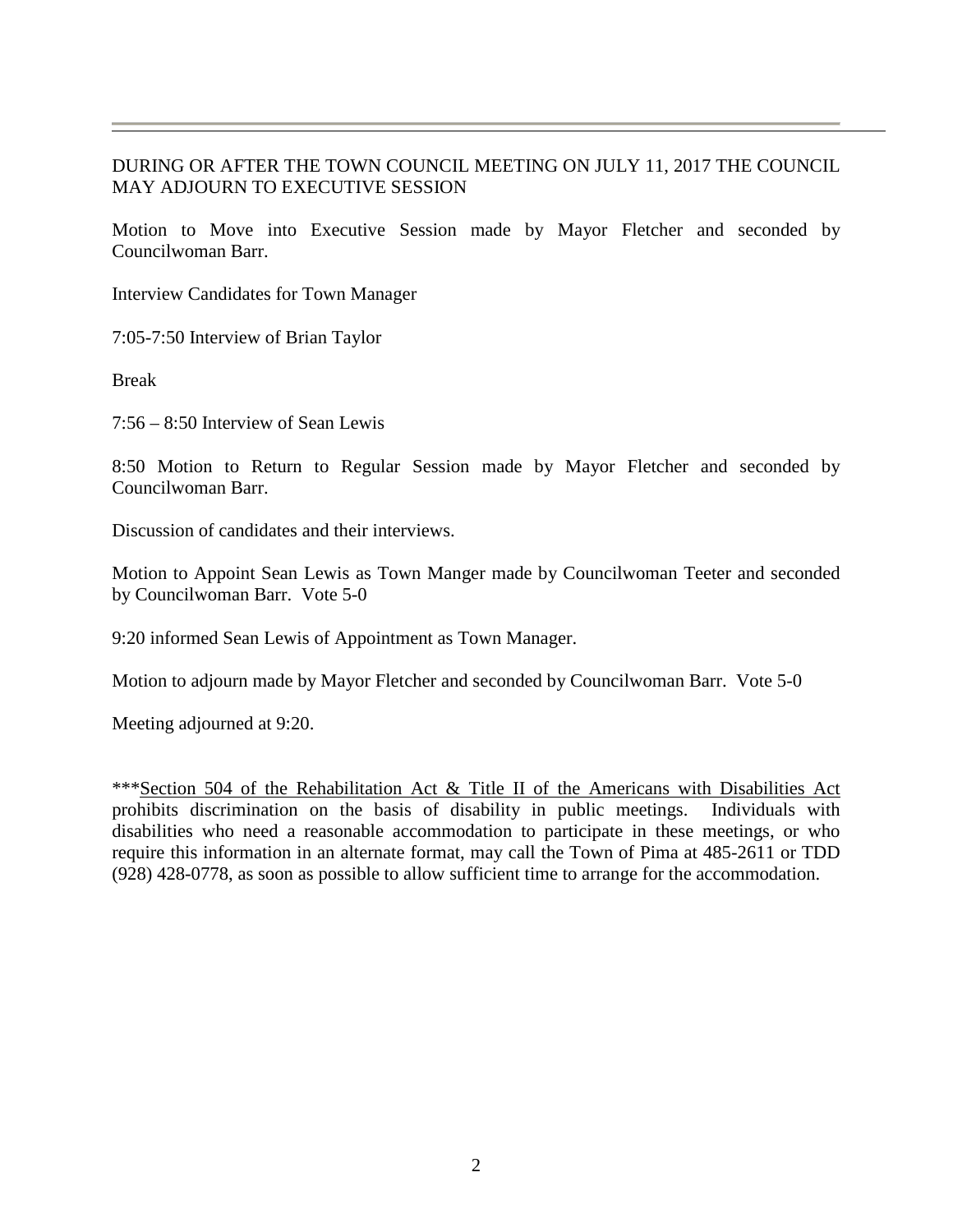DURING OR AFTER THE TOWN COUNCIL MEETING ON JULY 11, 2017 THE COUNCIL MAY ADJOURN TO EXECUTIVE SESSION

Motion to Move into Executive Session made by Mayor Fletcher and seconded by Councilwoman Barr.

Interview Candidates for Town Manager

7:05-7:50 Interview of Brian Taylor

Break

7:56 – 8:50 Interview of Sean Lewis

8:50 Motion to Return to Regular Session made by Mayor Fletcher and seconded by Councilwoman Barr.

Discussion of candidates and their interviews.

Motion to Appoint Sean Lewis as Town Manger made by Councilwoman Teeter and seconded by Councilwoman Barr. Vote 5-0

9:20 informed Sean Lewis of Appointment as Town Manager.

Motion to adjourn made by Mayor Fletcher and seconded by Councilwoman Barr. Vote 5-0

Meeting adjourned at 9:20.

***Section 504 of the Rehabilitation Act & Title II of the Americans with Disabilities Act prohibits discrimination on the basis of disability in public meetings. Individuals with disabilities who need a reasonable accommodation to participate in these meetings, or who require this information in an alternate format, may call the Town of Pima at 485-2611 or TDD (928) 428-0778, as soon as possible to allow sufficient time to arrange for the accommodation.